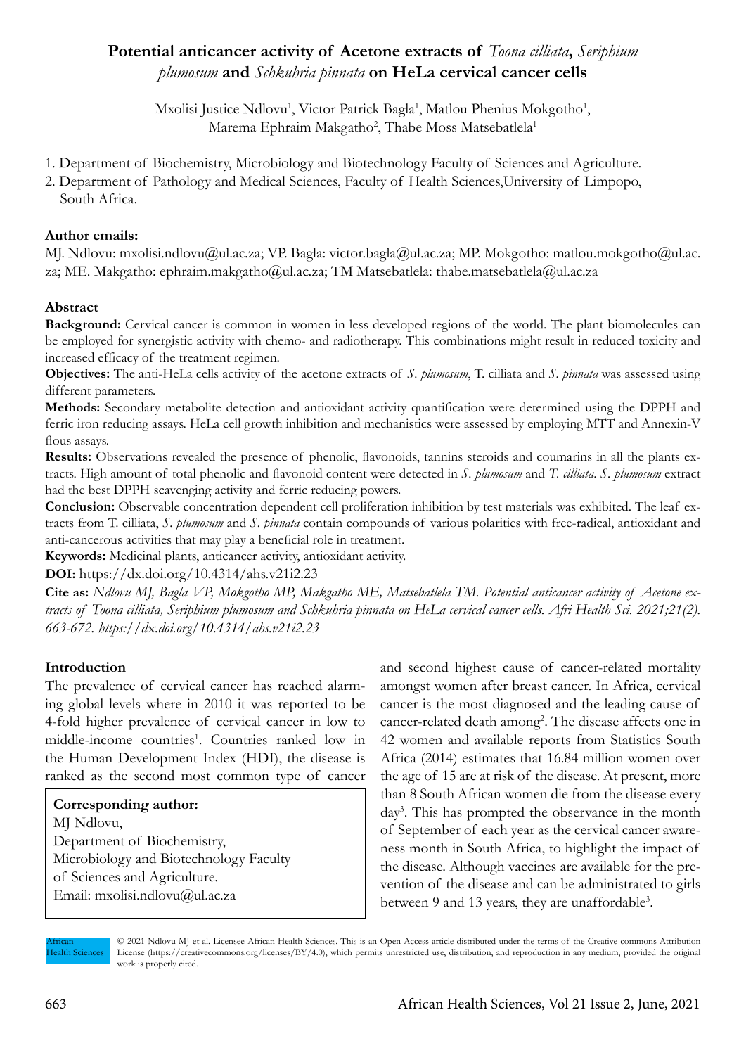# Potential anticancer activity of Acetone extracts of *Toona cilliata*, *Seriphium plumosum* and *Schkuhria pinnata* on HeLa cervical cancer cells

Mxolisi Justice Ndlovu[1], Victor Patrick Bagla[1], Matlou Phenius Mokgotho[1], Marema Ephraim Makgatho[2], Thabe Moss Matsebatlela[1]

1. Department of Biochemistry, Microbiology and Biotechnology Faculty of Sciences and Agriculture.
2. Department of Pathology and Medical Sciences, Faculty of Health Sciences,University of Limpopo, South Africa.

**Author emails:**

MJ. Ndlovu: mxolisi.ndlovu@ul.ac.za; VP. Bagla: victor.bagla@ul.ac.za; MP. Mokgotho: matlou.mokgotho@ul.ac.za; ME. Makgatho: ephraim.makgatho@ul.ac.za; TM Matsebatlela: thabe.matsebatlela@ul.ac.za

## Abstract

**Background:** Cervical cancer is common in women in less developed regions of the world. The plant biomolecules can be employed for synergistic activity with chemo- and radiotherapy. This combinations might result in reduced toxicity and increased efficacy of the treatment regimen.

**Objectives:** The anti-HeLa cells activity of the acetone extracts of *S. plumosum*, T. cilliata and *S. pinnata* was assessed using different parameters.

**Methods:** Secondary metabolite detection and antioxidant activity quantification were determined using the DPPH and ferric iron reducing assays. HeLa cell growth inhibition and mechanistics were assessed by employing MTT and Annexin-V flous assays.

**Results:** Observations revealed the presence of phenolic, flavonoids, tannins steroids and coumarins in all the plants extracts. High amount of total phenolic and flavonoid content were detected in *S. plumosum* and *T. cilliata*. *S. plumosum* extract had the best DPPH scavenging activity and ferric reducing powers.

**Conclusion:** Observable concentration dependent cell proliferation inhibition by test materials was exhibited. The leaf extracts from T. cilliata, *S. plumosum* and *S. pinnata* contain compounds of various polarities with free-radical, antioxidant and anti-cancerous activities that may play a beneficial role in treatment.

**Keywords:** Medicinal plants, anticancer activity, antioxidant activity.

**DOI:** https://dx.doi.org/10.4314/ahs.v21i2.23

**Cite as:** *Ndlovu MJ, Bagla VP, Mokgotho MP, Makgatho ME, Matsebatlela TM. Potential anticancer activity of Acetone extracts of Toona cilliata, Seriphium plumosum and Schkuhria pinnata on HeLa cervical cancer cells. Afri Health Sci. 2021;21(2). 663-672. https://dx.doi.org/10.4314/ahs.v21i2.23*

## Introduction

The prevalence of cervical cancer has reached alarming global levels where in 2010 it was reported to be 4-fold higher prevalence of cervical cancer in low to middle-income countries[1]. Countries ranked low in the Human Development Index (HDI), the disease is ranked as the second most common type of cancer and second highest cause of cancer-related mortality amongst women after breast cancer. In Africa, cervical cancer is the most diagnosed and the leading cause of cancer-related death among[2]. The disease affects one in 42 women and available reports from Statistics South Africa (2014) estimates that 16.84 million women over the age of 15 are at risk of the disease. At present, more than 8 South African women die from the disease every day[3]. This has prompted the observance in the month of September of each year as the cervical cancer awareness month in South Africa, to highlight the impact of the disease. Although vaccines are available for the prevention of the disease and can be administrated to girls between 9 and 13 years, they are unaffordable[3].

**Corresponding author:**
MJ Ndlovu,
Department of Biochemistry,
Microbiology and Biotechnology Faculty
of Sciences and Agriculture.
Email: mxolisi.ndlovu@ul.ac.za

© 2021 Ndlovu MJ et al. Licensee African Health Sciences. This is an Open Access article distributed under the terms of the Creative commons Attribution License (https://creativecommons.org/licenses/BY/4.0), which permits unrestricted use, distribution, and reproduction in any medium, provided the original work is properly cited.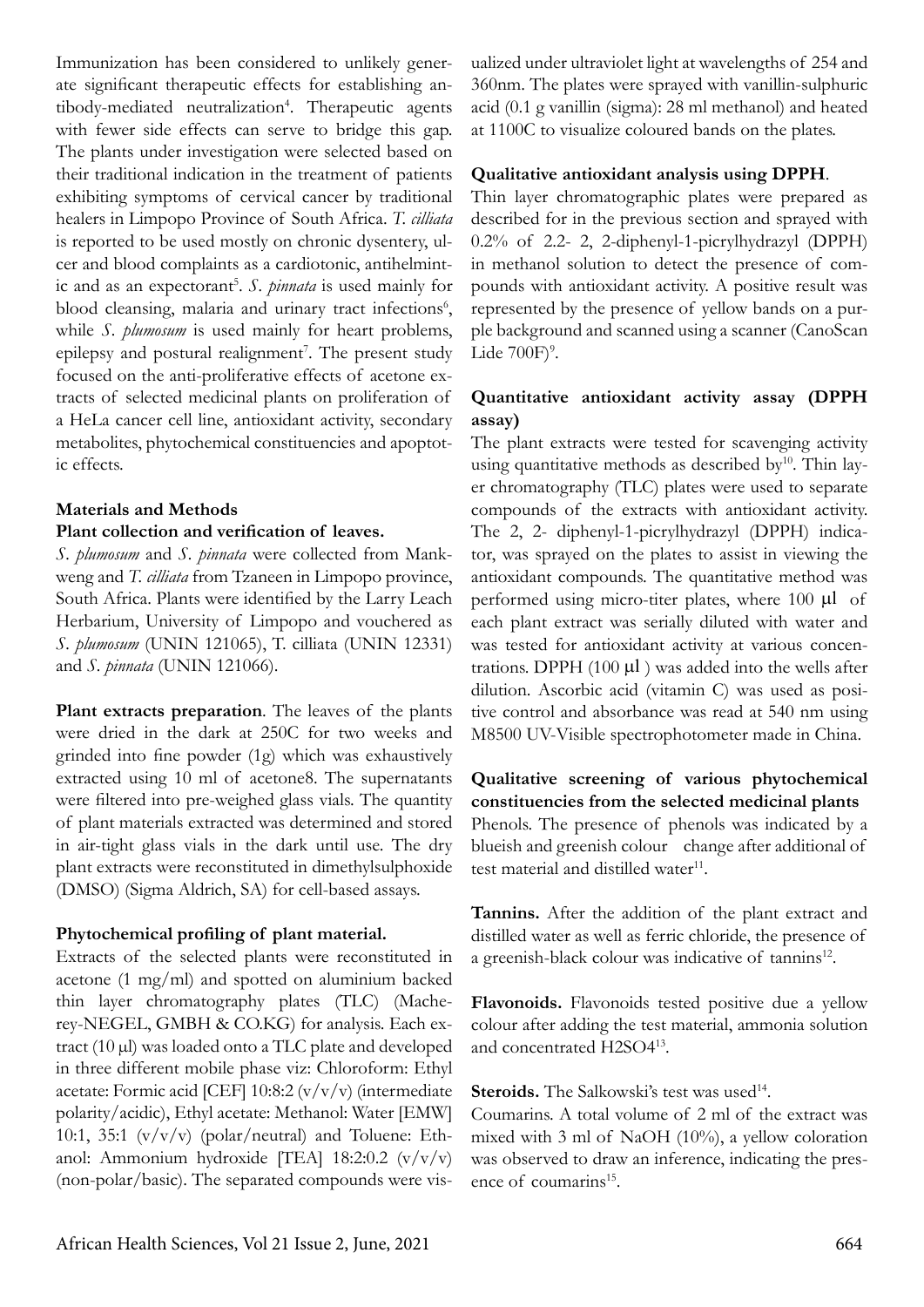Immunization has been considered to unlikely generate significant therapeutic effects for establishing antibody-mediated neutralization[4]. Therapeutic agents with fewer side effects can serve to bridge this gap. The plants under investigation were selected based on their traditional indication in the treatment of patients exhibiting symptoms of cervical cancer by traditional healers in Limpopo Province of South Africa. *T. cilliata* is reported to be used mostly on chronic dysentery, ulcer and blood complaints as a cardiotonic, antihelmintic and as an expectorant[5]. *S. pinnata* is used mainly for blood cleansing, malaria and urinary tract infections[6], while *S. plumosum* is used mainly for heart problems, epilepsy and postural realignment[7]. The present study focused on the anti-proliferative effects of acetone extracts of selected medicinal plants on proliferation of a HeLa cancer cell line, antioxidant activity, secondary metabolites, phytochemical constituencies and apoptotic effects.

## Materials and Methods

### Plant collection and verification of leaves.

*S. plumosum* and *S. pinnata* were collected from Mankweng and *T. cilliata* from Tzaneen in Limpopo province, South Africa. Plants were identified by the Larry Leach Herbarium, University of Limpopo and vouchered as *S. plumosum* (UNIN 121065), T. cilliata (UNIN 12331) and *S. pinnata* (UNIN 121066).

**Plant extracts preparation**. The leaves of the plants were dried in the dark at 250C for two weeks and grinded into fine powder (1g) which was exhaustively extracted using 10 ml of acetone8. The supernatants were filtered into pre-weighed glass vials. The quantity of plant materials extracted was determined and stored in air-tight glass vials in the dark until use. The dry plant extracts were reconstituted in dimethylsulphoxide (DMSO) (Sigma Aldrich, SA) for cell-based assays.

### Phytochemical profiling of plant material.

Extracts of the selected plants were reconstituted in acetone (1 mg/ml) and spotted on aluminium backed thin layer chromatography plates (TLC) (Macherey-NEGEL, GMBH & CO.KG) for analysis. Each extract (10 µl) was loaded onto a TLC plate and developed in three different mobile phase viz: Chloroform: Ethyl acetate: Formic acid [CEF] 10:8:2 (v/v/v) (intermediate polarity/acidic), Ethyl acetate: Methanol: Water [EMW] 10:1, 35:1 (v/v/v) (polar/neutral) and Toluene: Ethanol: Ammonium hydroxide [TEA] 18:2:0.2 (v/v/v) (non-polar/basic). The separated compounds were visualized under ultraviolet light at wavelengths of 254 and 360nm. The plates were sprayed with vanillin-sulphuric acid (0.1 g vanillin (sigma): 28 ml methanol) and heated at 1100C to visualize coloured bands on the plates.

### Qualitative antioxidant analysis using DPPH.

Thin layer chromatographic plates were prepared as described for in the previous section and sprayed with 0.2% of 2.2- 2, 2-diphenyl-1-picrylhydrazyl (DPPH) in methanol solution to detect the presence of compounds with antioxidant activity. A positive result was represented by the presence of yellow bands on a purple background and scanned using a scanner (CanoScan Lide 700F)[9].

### Quantitative antioxidant activity assay (DPPH assay)

The plant extracts were tested for scavenging activity using quantitative methods as described by[10]. Thin layer chromatography (TLC) plates were used to separate compounds of the extracts with antioxidant activity. The 2, 2- diphenyl-1-picrylhydrazyl (DPPH) indicator, was sprayed on the plates to assist in viewing the antioxidant compounds. The quantitative method was performed using micro-titer plates, where 100 µl of each plant extract was serially diluted with water and was tested for antioxidant activity at various concentrations. DPPH (100 µl ) was added into the wells after dilution. Ascorbic acid (vitamin C) was used as positive control and absorbance was read at 540 nm using M8500 UV-Visible spectrophotometer made in China.

### Qualitative screening of various phytochemical constituencies from the selected medicinal plants

Phenols. The presence of phenols was indicated by a blueish and greenish colour change after additional of test material and distilled water[11].

**Tannins.** After the addition of the plant extract and distilled water as well as ferric chloride, the presence of a greenish-black colour was indicative of tannins[12].

**Flavonoids.** Flavonoids tested positive due a yellow colour after adding the test material, ammonia solution and concentrated $H_2SO_4$[13].

**Steroids.** The Salkowski's test was used[14].

Coumarins. A total volume of 2 ml of the extract was mixed with 3 ml of NaOH (10%), a yellow coloration was observed to draw an inference, indicating the presence of coumarins[15].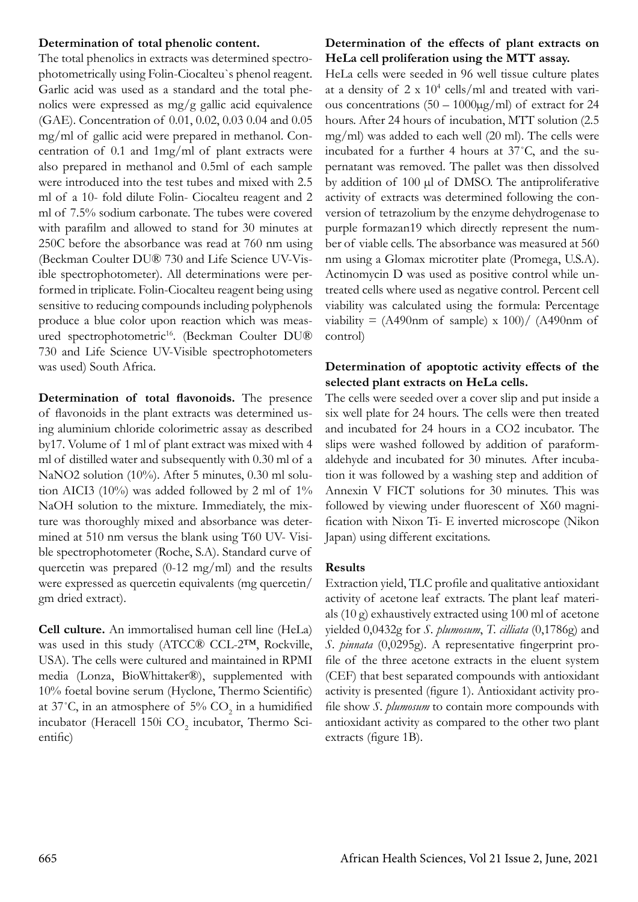**Determination of total phenolic content.**
The total phenolics in extracts was determined spectrophotometrically using Folin-Ciocalteu`s phenol reagent. Garlic acid was used as a standard and the total phenolics were expressed as mg/g gallic acid equivalence (GAE). Concentration of 0.01, 0.02, 0.03 0.04 and 0.05 mg/ml of gallic acid were prepared in methanol. Concentration of 0.1 and 1mg/ml of plant extracts were also prepared in methanol and 0.5ml of each sample were introduced into the test tubes and mixed with 2.5 ml of a 10- fold dilute Folin- Ciocalteu reagent and 2 ml of 7.5% sodium carbonate. The tubes were covered with parafilm and allowed to stand for 30 minutes at 250C before the absorbance was read at 760 nm using (Beckman Coulter DU® 730 and Life Science UV-Visible spectrophotometer). All determinations were performed in triplicate. Folin-Ciocalteu reagent being using sensitive to reducing compounds including polyphenols produce a blue color upon reaction which was measured spectrophotometric[16]. (Beckman Coulter DU® 730 and Life Science UV-Visible spectrophotometers was used) South Africa.

**Determination of total flavonoids.** The presence of flavonoids in the plant extracts was determined using aluminium chloride colorimetric assay as described by17. Volume of 1 ml of plant extract was mixed with 4 ml of distilled water and subsequently with 0.30 ml of a NaNO2 solution (10%). After 5 minutes, 0.30 ml solution AICI3 (10%) was added followed by 2 ml of 1% NaOH solution to the mixture. Immediately, the mixture was thoroughly mixed and absorbance was determined at 510 nm versus the blank using T60 UV- Visible spectrophotometer (Roche, S.A). Standard curve of quercetin was prepared (0-12 mg/ml) and the results were expressed as quercetin equivalents (mg quercetin/gm dried extract).

**Cell culture.** An immortalised human cell line (HeLa) was used in this study (ATCC® CCL-2™, Rockville, USA). The cells were cultured and maintained in RPMI media (Lonza, BioWhittaker®), supplemented with 10% foetal bovine serum (Hyclone, Thermo Scientific) at 37˚C, in an atmosphere of 5% $CO_2$ in a humidified incubator (Heracell 150i $CO_2$ incubator, Thermo Scientific)

**Determination of the effects of plant extracts on HeLa cell proliferation using the MTT assay.**
HeLa cells were seeded in 96 well tissue culture plates at a density of 2 x $10^4$ cells/ml and treated with various concentrations (50 – 1000µg/ml) of extract for 24 hours. After 24 hours of incubation, MTT solution (2.5 mg/ml) was added to each well (20 ml). The cells were incubated for a further 4 hours at 37˚C, and the supernatant was removed. The pallet was then dissolved by addition of 100 µl of DMSO. The antiproliferative activity of extracts was determined following the conversion of tetrazolium by the enzyme dehydrogenase to purple formazan19 which directly represent the number of viable cells. The absorbance was measured at 560 nm using a Glomax microtiter plate (Promega, U.S.A). Actinomycin D was used as positive control while untreated cells where used as negative control. Percent cell viability was calculated using the formula: Percentage viability = (A490nm of sample) x 100)/ (A490nm of control)

**Determination of apoptotic activity effects of the selected plant extracts on HeLa cells.**
The cells were seeded over a cover slip and put inside a six well plate for 24 hours. The cells were then treated and incubated for 24 hours in a CO2 incubator. The slips were washed followed by addition of paraformaldehyde and incubated for 30 minutes. After incubation it was followed by a washing step and addition of Annexin V FICT solutions for 30 minutes. This was followed by viewing under fluorescent of X60 magnification with Nixon Ti- E inverted microscope (Nikon Japan) using different excitations.

**Results**
Extraction yield, TLC profile and qualitative antioxidant activity of acetone leaf extracts. The plant leaf materials (10 g) exhaustively extracted using 100 ml of acetone yielded 0,0432g for *S. plumosum*, *T. cilliata* (0,1786g) and *S. pinnata* (0,0295g). A representative fingerprint profile of the three acetone extracts in the eluent system (CEF) that best separated compounds with antioxidant activity is presented (figure 1). Antioxidant activity profile show *S. plumosum* to contain more compounds with antioxidant activity as compared to the other two plant extracts (figure 1B).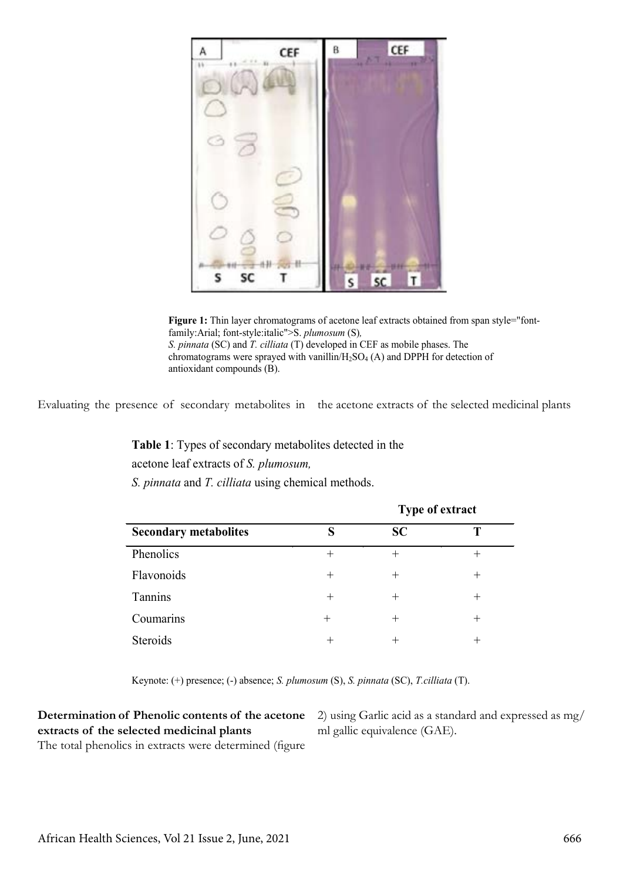**Figure 1:** Thin layer chromatograms of acetone leaf extracts obtained from span style="font-family:Arial; font-style:italic">S. *plumosum* (S), *S. pinnata* (SC) and *T. cilliata* (T) developed in CEF as mobile phases. The chromatograms were sprayed with vanillin/$H_2SO_4$ (A) and DPPH for detection of antioxidant compounds (B).

Evaluating the presence of secondary metabolites in the acetone extracts of the selected medicinal plants

**Table 1**: Types of secondary metabolites detected in the acetone leaf extracts of *S. plumosum*, *S. pinnata* and *T. cilliata* using chemical methods.

| | **Type of extract** | | |
|---|---|---|---|
| **Secondary metabolites** | **S** | **SC** | **T** |
| Phenolics | + | + | + |
| Flavonoids | + | + | + |
| Tannins | + | + | + |
| Coumarins | + | + | + |
| Steroids | + | + | + |

Keynote: (+) presence; (-) absence; *S. plumosum* (S), *S. pinnata* (SC), *T.cilliata* (T).

**Determination of Phenolic contents of the acetone extracts of the selected medicinal plants**

The total phenolics in extracts were determined (figure 2) using Garlic acid as a standard and expressed as mg/ml gallic equivalence (GAE).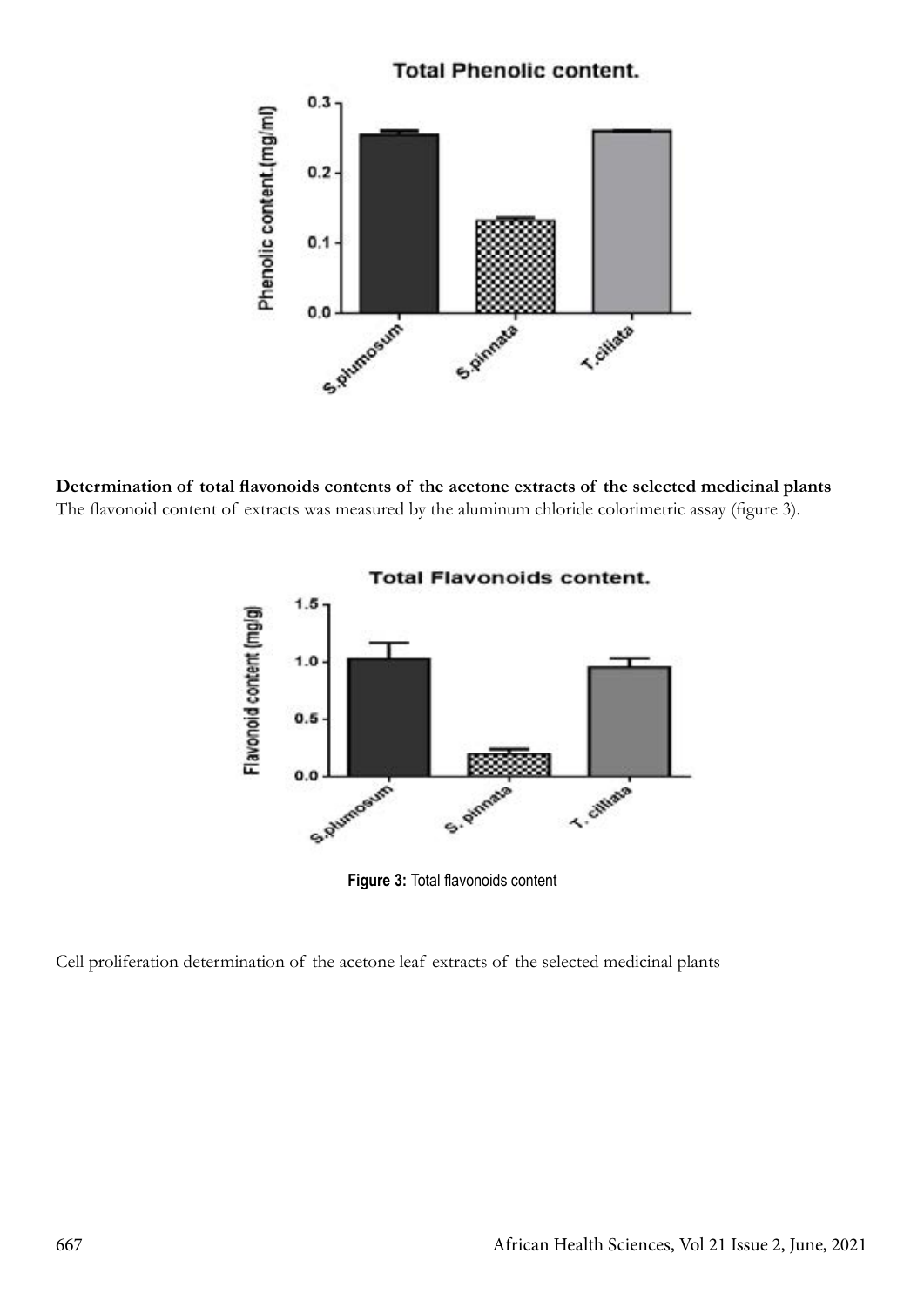**Determination of total flavonoids contents of the acetone extracts of the selected medicinal plants**

The flavonoid content of extracts was measured by the aluminum chloride colorimetric assay (figure 3).

**Figure 3:** Total flavonoids content

Cell proliferation determination of the acetone leaf extracts of the selected medicinal plants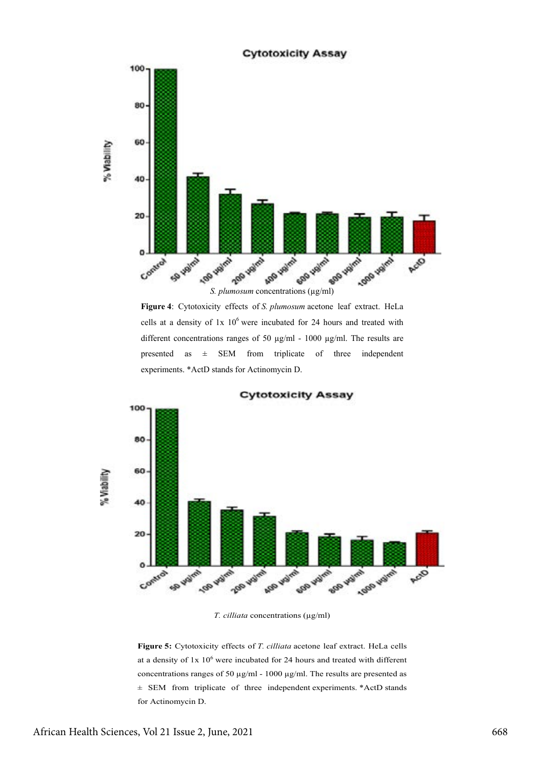Figure 4: Cytotoxicity effects of *S. plumosum* acetone leaf extract. HeLa cells at a density of 1x $10^6$ were incubated for 24 hours and treated with different concentrations ranges of 50 µg/ml - 1000 µg/ml. The results are presented as ± SEM from triplicate of three independent experiments. *ActD stands for Actinomycin D.

Figure 5: Cytotoxicity effects of *T. cilliata* acetone leaf extract. HeLa cells at a density of 1x $10^6$ were incubated for 24 hours and treated with different concentrations ranges of 50 µg/ml - 1000 µg/ml. The results are presented as ± SEM from triplicate of three independent experiments. *ActD stands for Actinomycin D.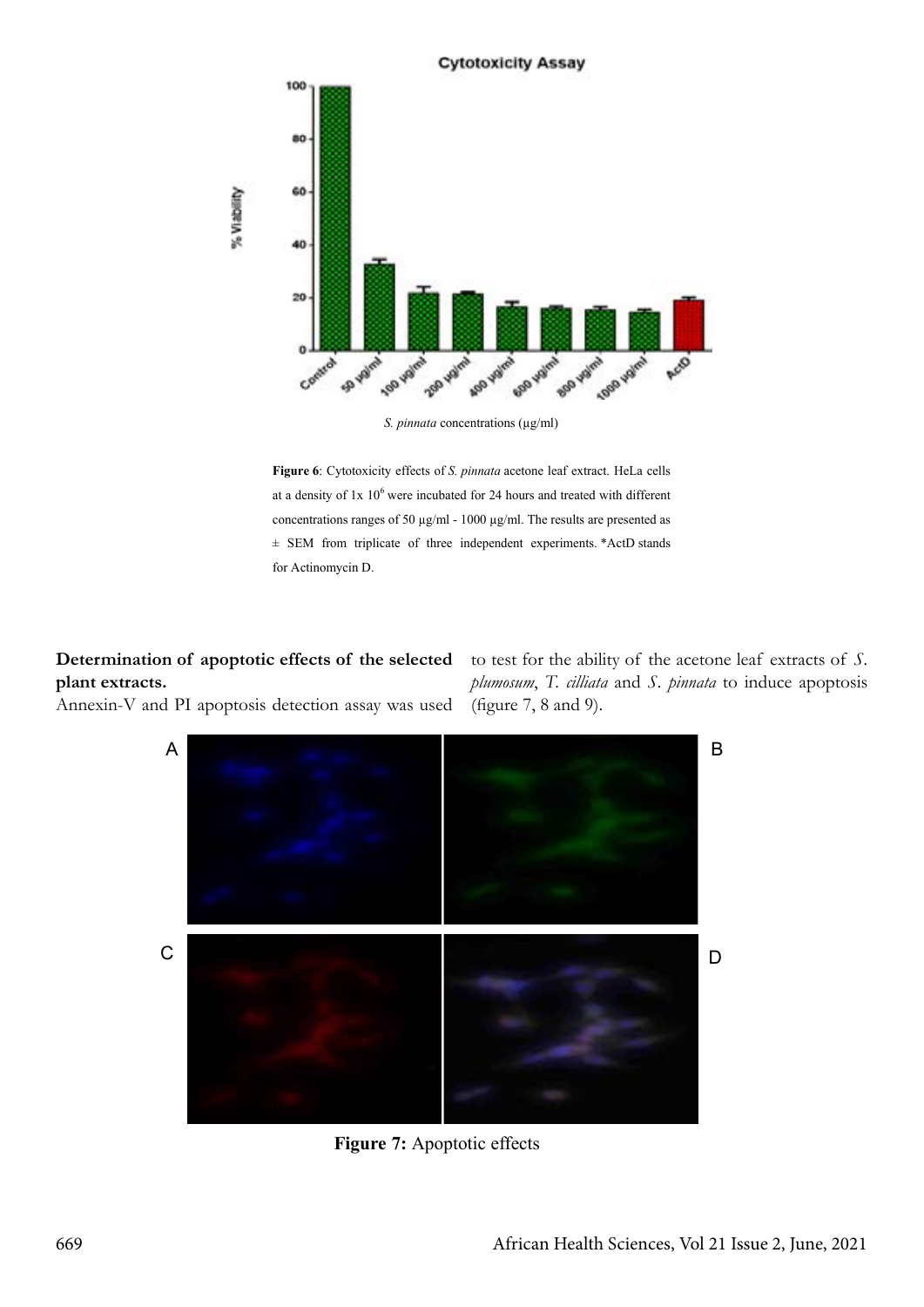**Figure 6**: Cytotoxicity effects of *S. pinnata* acetone leaf extract. HeLa cells at a density of 1x $10^6$ were incubated for 24 hours and treated with different concentrations ranges of 50 µg/ml - 1000 µg/ml. The results are presented as ± SEM from triplicate of three independent experiments. *ActD stands for Actinomycin D.

**Determination of apoptotic effects of the selected plant extracts.**

Annexin-V and PI apoptosis detection assay was used to test for the ability of the acetone leaf extracts of *S. plumosum*, *T. cilliata* and *S. pinnata* to induce apoptosis (figure 7, 8 and 9).

**Figure 7:** Apoptotic effects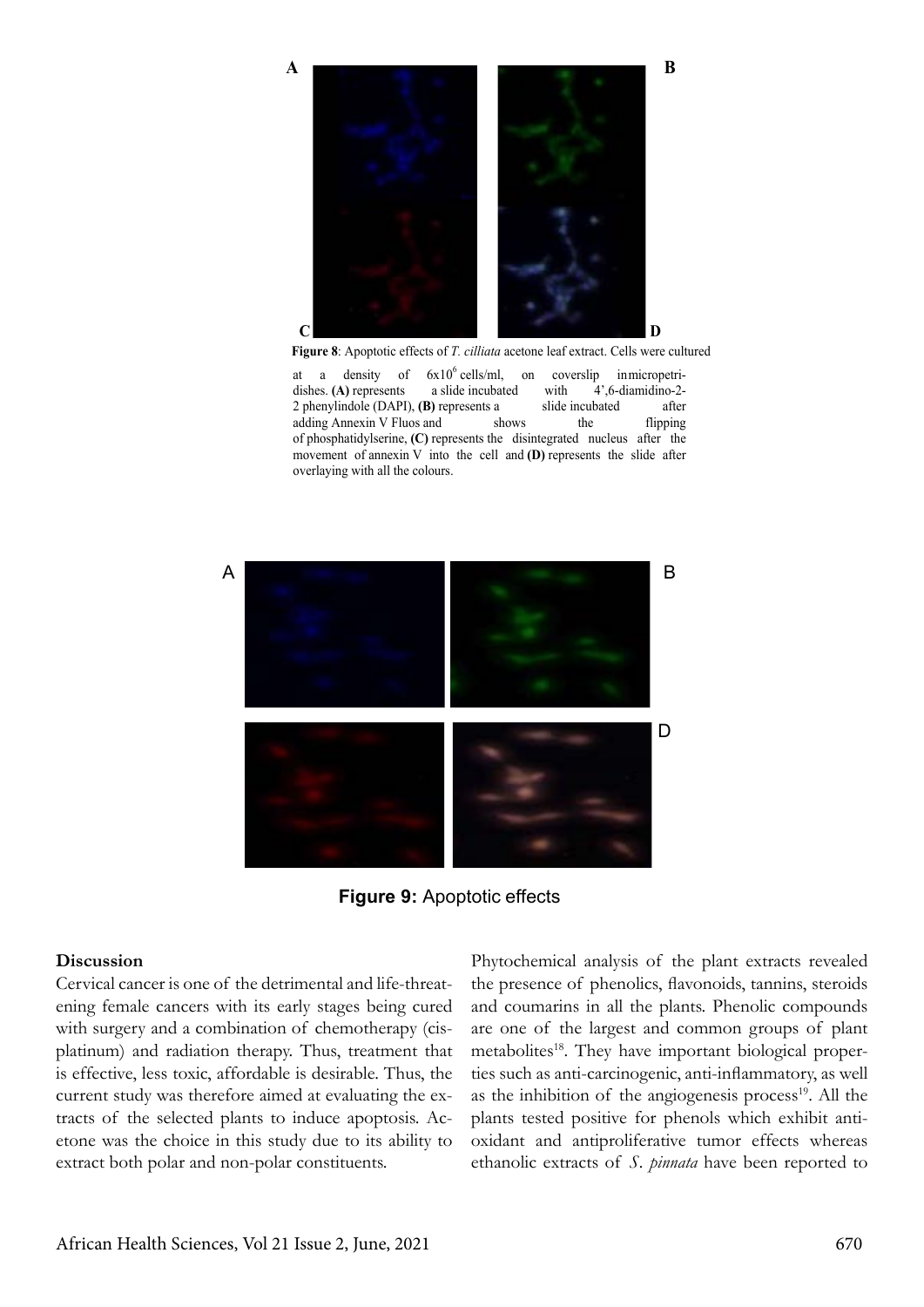**Figure 8**: Apoptotic effects of *T. cilliata* acetone leaf extract. Cells were cultured at a density of $6x10^6$ cells/ml, on coverslip inmicropetri-dishes. **(A)** represents a slide incubated with 4',6-diamidino-2-2 phenylindole (DAPI), **(B)** represents a slide incubated after adding Annexin V Fluos and shows the flipping of phosphatidylserine, **(C)** represents the disintegrated nucleus after the movement of annexin V into the cell and **(D)** represents the slide after overlaying with all the colours.

**Figure 9:** Apoptotic effects

## Discussion

Cervical cancer is one of the detrimental and life-threatening female cancers with its early stages being cured with surgery and a combination of chemotherapy (cisplatinum) and radiation therapy. Thus, treatment that is effective, less toxic, affordable is desirable. Thus, the current study was therefore aimed at evaluating the extracts of the selected plants to induce apoptosis. Acetone was the choice in this study due to its ability to extract both polar and non-polar constituents.

Phytochemical analysis of the plant extracts revealed the presence of phenolics, flavonoids, tannins, steroids and coumarins in all the plants. Phenolic compounds are one of the largest and common groups of plant metabolites[18]. They have important biological properties such as anti-carcinogenic, anti-inflammatory, as well as the inhibition of the angiogenesis process[19]. All the plants tested positive for phenols which exhibit antioxidant and antiproliferative tumor effects whereas ethanolic extracts of *S. pinnata* have been reported to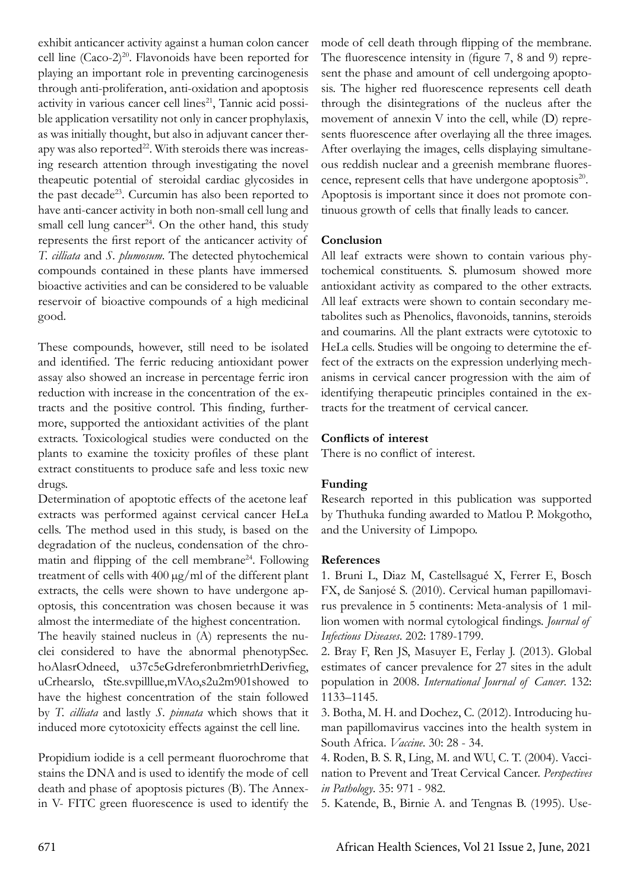exhibit anticancer activity against a human colon cancer cell line (Caco-2)[20]. Flavonoids have been reported for playing an important role in preventing carcinogenesis through anti-proliferation, anti-oxidation and apoptosis activity in various cancer cell lines[21], Tannic acid possible application versatility not only in cancer prophylaxis, as was initially thought, but also in adjuvant cancer therapy was also reported[22]. With steroids there was increasing research attention through investigating the novel theapeutic potential of steroidal cardiac glycosides in the past decade[23]. Curcumin has also been reported to have anti-cancer activity in both non-small cell lung and small cell lung cancer[24]. On the other hand, this study represents the first report of the anticancer activity of *T. cilliata* and *S. plumosum*. The detected phytochemical compounds contained in these plants have immersed bioactive activities and can be considered to be valuable reservoir of bioactive compounds of a high medicinal good.

These compounds, however, still need to be isolated and identified. The ferric reducing antioxidant power assay also showed an increase in percentage ferric iron reduction with increase in the concentration of the extracts and the positive control. This finding, furthermore, supported the antioxidant activities of the plant extracts. Toxicological studies were conducted on the plants to examine the toxicity profiles of these plant extract constituents to produce safe and less toxic new drugs.

Determination of apoptotic effects of the acetone leaf extracts was performed against cervical cancer HeLa cells. The method used in this study, is based on the degradation of the nucleus, condensation of the chromatin and flipping of the cell membrane[24]. Following treatment of cells with 400 μg/ml of the different plant extracts, the cells were shown to have undergone apoptosis, this concentration was chosen because it was almost the intermediate of the highest concentration.

The heavily stained nucleus in (A) represents the nuclei considered to have the abnormal phenotypSec. hoAlasrOdneed, u37c5eGdreferonbmrietrhDerivfieg, uCrhearslo, tSte.svpilllue,mVAo,s2u2m901showed to have the highest concentration of the stain followed by *T. cilliata* and lastly *S. pinnata* which shows that it induced more cytotoxicity effects against the cell line.

Propidium iodide is a cell permeant fluorochrome that stains the DNA and is used to identify the mode of cell death and phase of apoptosis pictures (B). The Annexin V- FITC green fluorescence is used to identify the mode of cell death through flipping of the membrane. The fluorescence intensity in (figure 7, 8 and 9) represent the phase and amount of cell undergoing apoptosis. The higher red fluorescence represents cell death through the disintegrations of the nucleus after the movement of annexin V into the cell, while (D) represents fluorescence after overlaying all the three images. After overlaying the images, cells displaying simultaneous reddish nuclear and a greenish membrane fluorescence, represent cells that have undergone apoptosis[20]. Apoptosis is important since it does not promote continuous growth of cells that finally leads to cancer.

## Conclusion

All leaf extracts were shown to contain various phytochemical constituents. S. plumosum showed more antioxidant activity as compared to the other extracts. All leaf extracts were shown to contain secondary metabolites such as Phenolics, flavonoids, tannins, steroids and coumarins. All the plant extracts were cytotoxic to HeLa cells. Studies will be ongoing to determine the effect of the extracts on the expression underlying mechanisms in cervical cancer progression with the aim of identifying therapeutic principles contained in the extracts for the treatment of cervical cancer.

## Conflicts of interest

There is no conflict of interest.

## Funding

Research reported in this publication was supported by Thuthuka funding awarded to Matlou P. Mokgotho, and the University of Limpopo.

## References

1. Bruni L, Diaz M, Castellsagué X, Ferrer E, Bosch FX, de Sanjosé S. (2010). Cervical human papillomavirus prevalence in 5 continents: Meta-analysis of 1 million women with normal cytological findings. *Journal of Infectious Diseases*. 202: 1789-1799.

2. Bray F, Ren JS, Masuyer E, Ferlay J. (2013). Global estimates of cancer prevalence for 27 sites in the adult population in 2008. *International Journal of Cancer*. 132: 1133–1145.

3. Botha, M. H. and Dochez, C. (2012). Introducing human papillomavirus vaccines into the health system in South Africa. *Vaccine*. 30: 28 - 34.

4. Roden, B. S. R, Ling, M. and WU, C. T. (2004). Vaccination to Prevent and Treat Cervical Cancer. *Perspectives in Pathology*. 35: 971 - 982.

5. Katende, B., Birnie A. and Tengnas B. (1995). Use-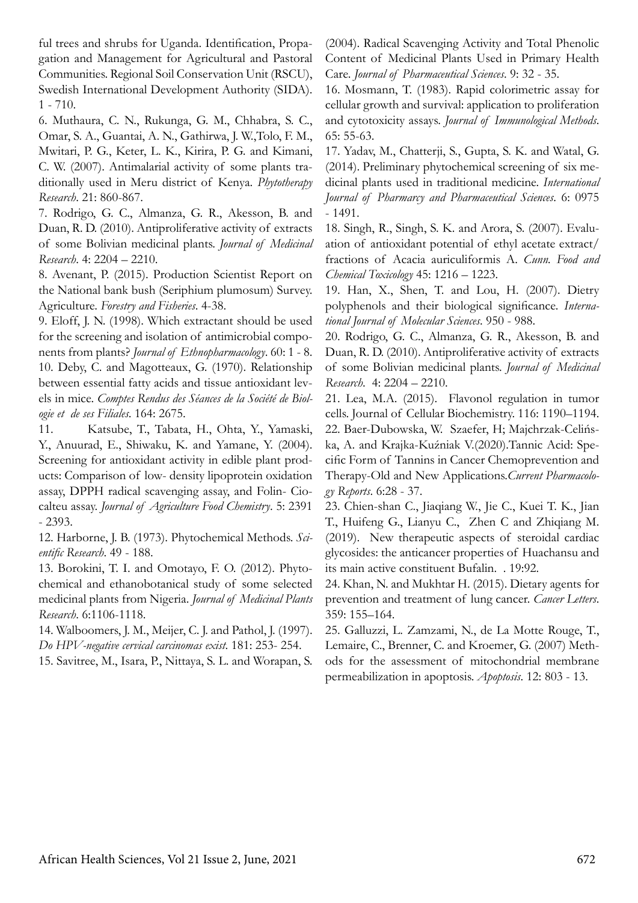ful trees and shrubs for Uganda. Identification, Propagation and Management for Agricultural and Pastoral Communities. Regional Soil Conservation Unit (RSCU), Swedish International Development Authority (SIDA). 1 - 710.

6. Muthaura, C. N., Rukunga, G. M., Chhabra, S. C., Omar, S. A., Guantai, A. N., Gathirwa, J. W.,Tolo, F. M., Mwitari, P. G., Keter, L. K., Kirira, P. G. and Kimani, C. W. (2007). Antimalarial activity of some plants traditionally used in Meru district of Kenya. *Phytotherapy Research*. 21: 860-867.

7. Rodrigo, G. C., Almanza, G. R., Akesson, B. and Duan, R. D. (2010). Antiproliferative activity of extracts of some Bolivian medicinal plants. *Journal of Medicinal Research*. 4: 2204 – 2210.

8. Avenant, P. (2015). Production Scientist Report on the National bank bush (Seriphium plumosum) Survey. Agriculture. *Forestry and Fisheries*. 4-38.

9. Eloff, J. N. (1998). Which extractant should be used for the screening and isolation of antimicrobial components from plants? *Journal of Ethnopharmacology*. 60: 1 - 8.

10. Deby, C. and Magotteaux, G. (1970). Relationship between essential fatty acids and tissue antioxidant levels in mice. *Comptes Rendus des Séances de la Société de Biologie et de ses Filiales*. 164: 2675.

11. Katsube, T., Tabata, H., Ohta, Y., Yamaski, Y., Anuurad, E., Shiwaku, K. and Yamane, Y. (2004). Screening for antioxidant activity in edible plant products: Comparison of low- density lipoprotein oxidation assay, DPPH radical scavenging assay, and Folin- Ciocalteu assay. *Journal of Agriculture Food Chemistry*. 5: 2391 - 2393.

12. Harborne, J. B. (1973). Phytochemical Methods. *Scientific Research*. 49 - 188.

13. Borokini, T. I. and Omotayo, F. O. (2012). Phytochemical and ethanobotanical study of some selected medicinal plants from Nigeria. *Journal of Medicinal Plants Research*. 6:1106-1118.

14. Walboomers, J. M., Meijer, C. J. and Pathol, J. (1997). *Do HPV-negative cervical carcinomas exist*. 181: 253- 254.

15. Savitree, M., Isara, P., Nittaya, S. L. and Worapan, S. (2004). Radical Scavenging Activity and Total Phenolic Content of Medicinal Plants Used in Primary Health Care. *Journal of Pharmaceutical Sciences*. 9: 32 - 35.

16. Mosmann, T. (1983). Rapid colorimetric assay for cellular growth and survival: application to proliferation and cytotoxicity assays. *Journal of Immunological Methods*. 65: 55-63.

17. Yadav, M., Chatterji, S., Gupta, S. K. and Watal, G. (2014). Preliminary phytochemical screening of six medicinal plants used in traditional medicine. *International Journal of Pharmarcy and Pharmaceutical Sciences*. 6: 0975 - 1491.

18. Singh, R., Singh, S. K. and Arora, S. (2007). Evaluation of antioxidant potential of ethyl acetate extract/ fractions of Acacia auriculiformis A. *Cunn. Food and Chemical Toxicology* 45: 1216 – 1223.

19. Han, X., Shen, T. and Lou, H. (2007). Dietry polyphenols and their biological significance. *International Journal of Molecular Sciences*. 950 - 988.

20. Rodrigo, G. C., Almanza, G. R., Akesson, B. and Duan, R. D. (2010). Antiproliferative activity of extracts of some Bolivian medicinal plants. *Journal of Medicinal Research*. 4: 2204 – 2210.

21. Lea, M.A. (2015). Flavonol regulation in tumor cells. Journal of Cellular Biochemistry. 116: 1190–1194.

22. Baer-Dubowska, W. Szaefer, H; Majchrzak-Celińska, A. and Krajka-Kuźniak V.(2020).Tannic Acid: Specific Form of Tannins in Cancer Chemoprevention and Therapy-Old and New Applications.*Current Pharmacology Reports*. 6:28 - 37.

23. Chien-shan C., Jiaqiang W., Jie C., Kuei T. K., Jian T., Huifeng G., Lianyu C., Zhen C and Zhiqiang M. (2019). New therapeutic aspects of steroidal cardiac glycosides: the anticancer properties of Huachansu and its main active constituent Bufalin. . 19:92.

24. Khan, N. and Mukhtar H. (2015). Dietary agents for prevention and treatment of lung cancer. *Cancer Letters*. 359: 155–164.

25. Galluzzi, L. Zamzami, N., de La Motte Rouge, T., Lemaire, C., Brenner, C. and Kroemer, G. (2007) Methods for the assessment of mitochondrial membrane permeabilization in apoptosis. *Apoptosis*. 12: 803 - 13.